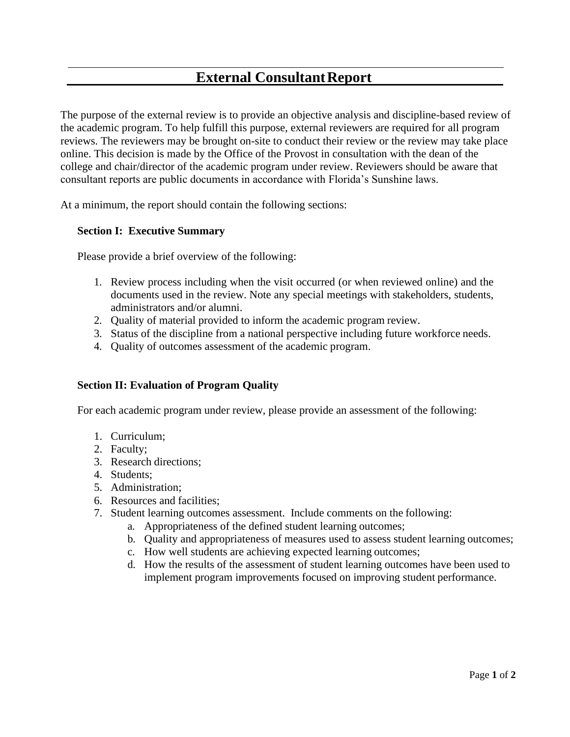# External Consultant Report

The purpose of the external review is to provide an objective analysis and discipline-based review of the academic program. To help fulfill this purpose, external reviewers are required for all program reviews. The reviewers may be brought on-site to conduct their review or the review may take place online. This decision is made by the Office of the Provost in consultation with the dean of the college and chair/director of the academic program under review. Reviewers should be aware that consultant reports are public documents in accordance with Florida's Sunshine laws.

At a minimum, the report should contain the following sections:

### Section I: Executive Summary

Please provide a brief overview of the following:

1. Review process including when the visit occurred (or when reviewed online) and the documents used in the review. Note any special meetings with stakeholders, students, administrators and/or alumni.
2. Quality of material provided to inform the academic program review.
3. Status of the discipline from a national perspective including future workforce needs.
4. Quality of outcomes assessment of the academic program.

### Section II: Evaluation of Program Quality

For each academic program under review, please provide an assessment of the following:

1. Curriculum;
2. Faculty;
3. Research directions;
4. Students;
5. Administration;
6. Resources and facilities;
7. Student learning outcomes assessment. Include comments on the following:
   a. Appropriateness of the defined student learning outcomes;
   b. Quality and appropriateness of measures used to assess student learning outcomes;
   c. How well students are achieving expected learning outcomes;
   d. How the results of the assessment of student learning outcomes have been used to implement program improvements focused on improving student performance.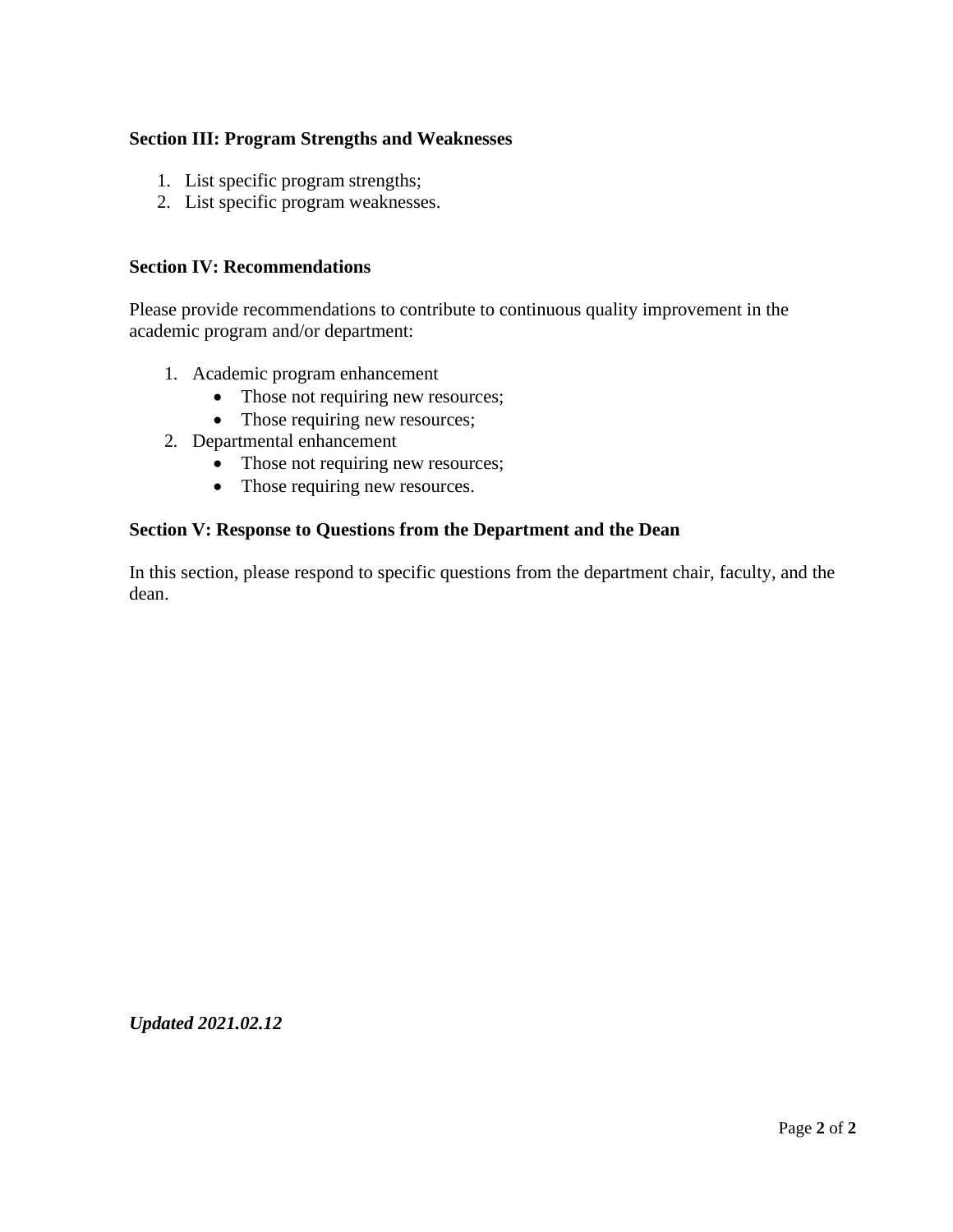**Section III: Program Strengths and Weaknesses**

1. List specific program strengths;
2. List specific program weaknesses.

**Section IV: Recommendations**

Please provide recommendations to contribute to continuous quality improvement in the academic program and/or department:

1. Academic program enhancement
   - Those not requiring new resources;
   - Those requiring new resources;
2. Departmental enhancement
   - Those not requiring new resources;
   - Those requiring new resources.

**Section V: Response to Questions from the Department and the Dean**

In this section, please respond to specific questions from the department chair, faculty, and the dean.

***Updated 2021.02.12***